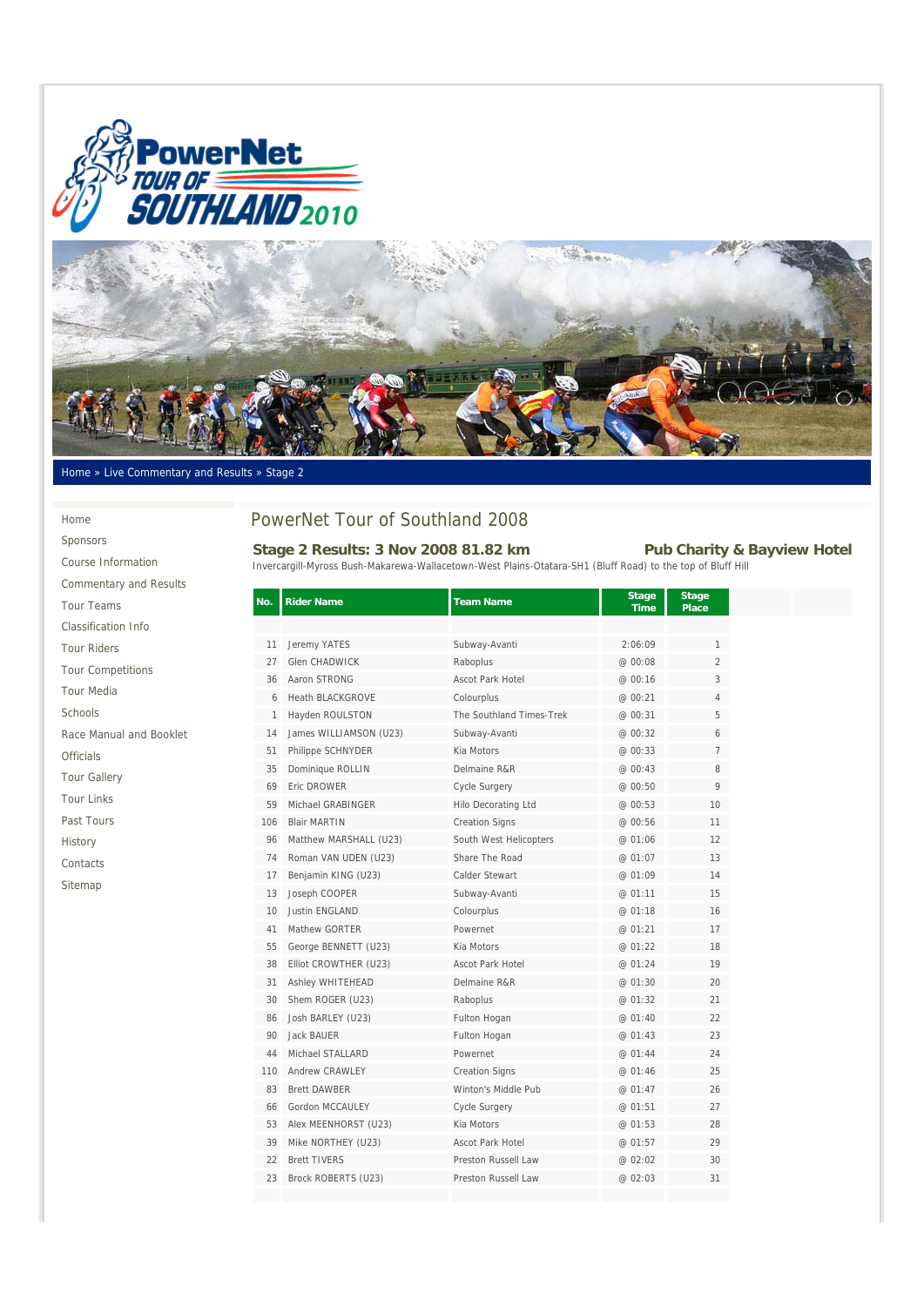Home » Live Commentary and Results » Stage 2

- Home
- Sponsors
- Course Information
- Commentary and Results
- Tour Teams
- Classification Info
- Tour Riders
- Tour Competitions
- Tour Media
- Schools
- Race Manual and Booklet
- Officials
- Tour Gallery
- Tour Links
- Past Tours
- History
- Contacts
- Sitemap

# PowerNet Tour of Southland 2008

## Stage 2 Results: 3 Nov 2008 81.82 km

**Pub Charity & Bayview Hotel**

Invercargill-Myross Bush-Makarewa-Wallacetown-West Plains-Otatara-SH1 (Bluff Road) to the top of Bluff Hill

| No. | Rider Name | Team Name | Stage Time | Stage Place |
|---|---|---|---|---|
| 11 | Jeremy YATES | Subway-Avanti | 2:06:09 | 1 |
| 27 | Glen CHADWICK | Raboplus | @ 00:08 | 2 |
| 36 | Aaron STRONG | Ascot Park Hotel | @ 00:16 | 3 |
| 6 | Heath BLACKGROVE | Colourplus | @ 00:21 | 4 |
| 1 | Hayden ROULSTON | The Southland Times-Trek | @ 00:31 | 5 |
| 14 | James WILLIAMSON (U23) | Subway-Avanti | @ 00:32 | 6 |
| 51 | Philippe SCHNYDER | Kia Motors | @ 00:33 | 7 |
| 35 | Dominique ROLLIN | Delmaine R&R | @ 00:43 | 8 |
| 69 | Eric DROWER | Cycle Surgery | @ 00:50 | 9 |
| 59 | Michael GRABINGER | Hilo Decorating Ltd | @ 00:53 | 10 |
| 106 | Blair MARTIN | Creation Signs | @ 00:56 | 11 |
| 96 | Matthew MARSHALL (U23) | South West Helicopters | @ 01:06 | 12 |
| 74 | Roman VAN UDEN (U23) | Share The Road | @ 01:07 | 13 |
| 17 | Benjamin KING (U23) | Calder Stewart | @ 01:09 | 14 |
| 13 | Joseph COOPER | Subway-Avanti | @ 01:11 | 15 |
| 10 | Justin ENGLAND | Colourplus | @ 01:18 | 16 |
| 41 | Mathew GORTER | Powernet | @ 01:21 | 17 |
| 55 | George BENNETT (U23) | Kia Motors | @ 01:22 | 18 |
| 38 | Elliot CROWTHER (U23) | Ascot Park Hotel | @ 01:24 | 19 |
| 31 | Ashley WHITEHEAD | Delmaine R&R | @ 01:30 | 20 |
| 30 | Shem ROGER (U23) | Raboplus | @ 01:32 | 21 |
| 86 | Josh BARLEY (U23) | Fulton Hogan | @ 01:40 | 22 |
| 90 | Jack BAUER | Fulton Hogan | @ 01:43 | 23 |
| 44 | Michael STALLARD | Powernet | @ 01:44 | 24 |
| 110 | Andrew CRAWLEY | Creation Signs | @ 01:46 | 25 |
| 83 | Brett DAWBER | Winton's Middle Pub | @ 01:47 | 26 |
| 66 | Gordon MCCAULEY | Cycle Surgery | @ 01:51 | 27 |
| 53 | Alex MEENHORST (U23) | Kia Motors | @ 01:53 | 28 |
| 39 | Mike NORTHEY (U23) | Ascot Park Hotel | @ 01:57 | 29 |
| 22 | Brett TIVERS | Preston Russell Law | @ 02:02 | 30 |
| 23 | Brock ROBERTS (U23) | Preston Russell Law | @ 02:03 | 31 |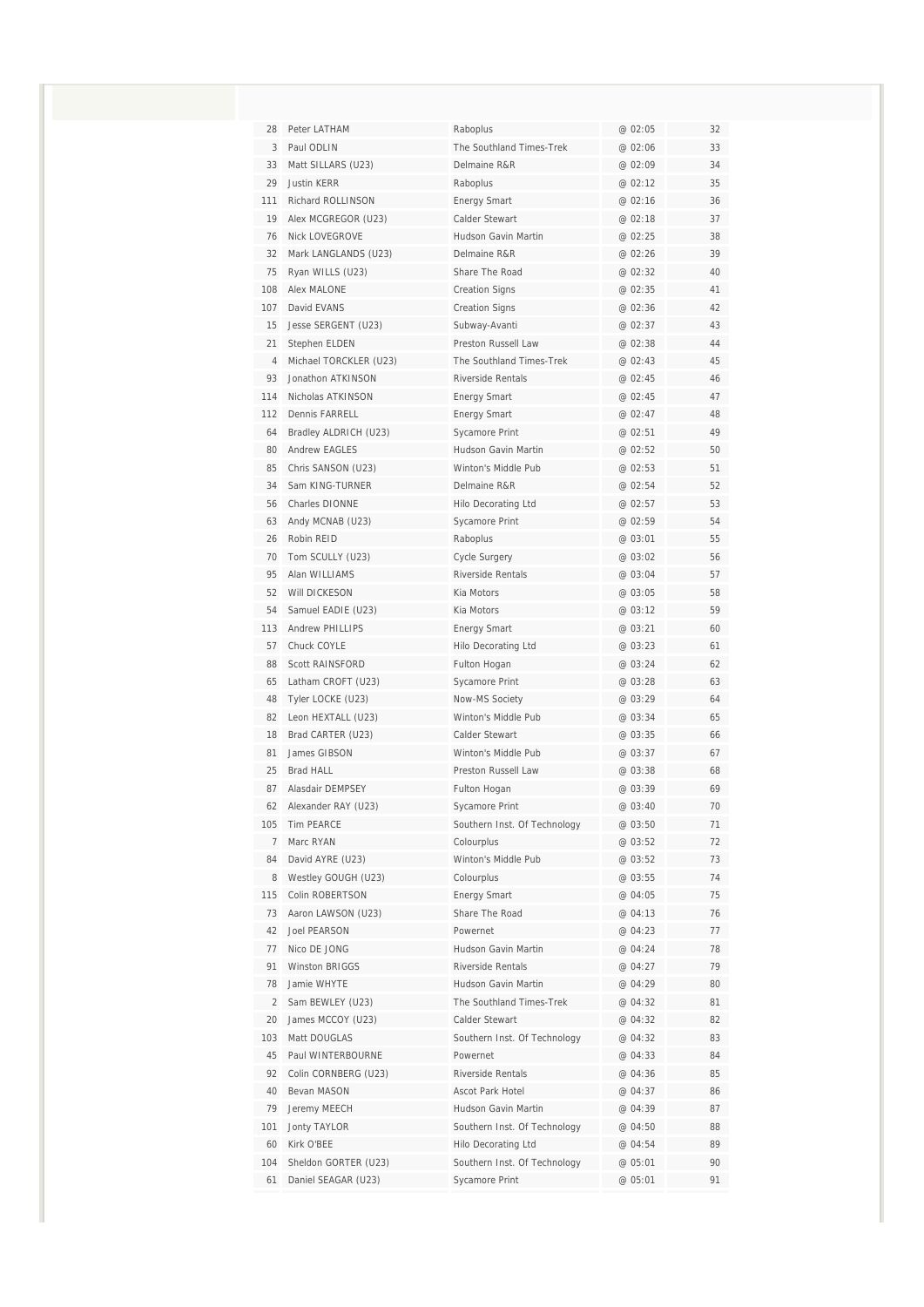| | | | | |
|---|---|---|---|---|
| 28 | Peter LATHAM | Raboplus | @ 02:05 | 32 |
| 3 | Paul ODLIN | The Southland Times-Trek | @ 02:06 | 33 |
| 33 | Matt SILLARS (U23) | Delmaine R&R | @ 02:09 | 34 |
| 29 | Justin KERR | Raboplus | @ 02:12 | 35 |
| 111 | Richard ROLLINSON | Energy Smart | @ 02:16 | 36 |
| 19 | Alex MCGREGOR (U23) | Calder Stewart | @ 02:18 | 37 |
| 76 | Nick LOVEGROVE | Hudson Gavin Martin | @ 02:25 | 38 |
| 32 | Mark LANGLANDS (U23) | Delmaine R&R | @ 02:26 | 39 |
| 75 | Ryan WILLS (U23) | Share The Road | @ 02:32 | 40 |
| 108 | Alex MALONE | Creation Signs | @ 02:35 | 41 |
| 107 | David EVANS | Creation Signs | @ 02:36 | 42 |
| 15 | Jesse SERGENT (U23) | Subway-Avanti | @ 02:37 | 43 |
| 21 | Stephen ELDEN | Preston Russell Law | @ 02:38 | 44 |
| 4 | Michael TORCKLER (U23) | The Southland Times-Trek | @ 02:43 | 45 |
| 93 | Jonathon ATKINSON | Riverside Rentals | @ 02:45 | 46 |
| 114 | Nicholas ATKINSON | Energy Smart | @ 02:45 | 47 |
| 112 | Dennis FARRELL | Energy Smart | @ 02:47 | 48 |
| 64 | Bradley ALDRICH (U23) | Sycamore Print | @ 02:51 | 49 |
| 80 | Andrew EAGLES | Hudson Gavin Martin | @ 02:52 | 50 |
| 85 | Chris SANSON (U23) | Winton's Middle Pub | @ 02:53 | 51 |
| 34 | Sam KING-TURNER | Delmaine R&R | @ 02:54 | 52 |
| 56 | Charles DIONNE | Hilo Decorating Ltd | @ 02:57 | 53 |
| 63 | Andy MCNAB (U23) | Sycamore Print | @ 02:59 | 54 |
| 26 | Robin REID | Raboplus | @ 03:01 | 55 |
| 70 | Tom SCULLY (U23) | Cycle Surgery | @ 03:02 | 56 |
| 95 | Alan WILLIAMS | Riverside Rentals | @ 03:04 | 57 |
| 52 | Will DICKESON | Kia Motors | @ 03:05 | 58 |
| 54 | Samuel EADIE (U23) | Kia Motors | @ 03:12 | 59 |
| 113 | Andrew PHILLIPS | Energy Smart | @ 03:21 | 60 |
| 57 | Chuck COYLE | Hilo Decorating Ltd | @ 03:23 | 61 |
| 88 | Scott RAINSFORD | Fulton Hogan | @ 03:24 | 62 |
| 65 | Latham CROFT (U23) | Sycamore Print | @ 03:28 | 63 |
| 48 | Tyler LOCKE (U23) | Now-MS Society | @ 03:29 | 64 |
| 82 | Leon HEXTALL (U23) | Winton's Middle Pub | @ 03:34 | 65 |
| 18 | Brad CARTER (U23) | Calder Stewart | @ 03:35 | 66 |
| 81 | James GIBSON | Winton's Middle Pub | @ 03:37 | 67 |
| 25 | Brad HALL | Preston Russell Law | @ 03:38 | 68 |
| 87 | Alasdair DEMPSEY | Fulton Hogan | @ 03:39 | 69 |
| 62 | Alexander RAY (U23) | Sycamore Print | @ 03:40 | 70 |
| 105 | Tim PEARCE | Southern Inst. Of Technology | @ 03:50 | 71 |
| 7 | Marc RYAN | Colourplus | @ 03:52 | 72 |
| 84 | David AYRE (U23) | Winton's Middle Pub | @ 03:52 | 73 |
| 8 | Westley GOUGH (U23) | Colourplus | @ 03:55 | 74 |
| 115 | Colin ROBERTSON | Energy Smart | @ 04:05 | 75 |
| 73 | Aaron LAWSON (U23) | Share The Road | @ 04:13 | 76 |
| 42 | Joel PEARSON | Powernet | @ 04:23 | 77 |
| 77 | Nico DE JONG | Hudson Gavin Martin | @ 04:24 | 78 |
| 91 | Winston BRIGGS | Riverside Rentals | @ 04:27 | 79 |
| 78 | Jamie WHYTE | Hudson Gavin Martin | @ 04:29 | 80 |
| 2 | Sam BEWLEY (U23) | The Southland Times-Trek | @ 04:32 | 81 |
| 20 | James MCCOY (U23) | Calder Stewart | @ 04:32 | 82 |
| 103 | Matt DOUGLAS | Southern Inst. Of Technology | @ 04:32 | 83 |
| 45 | Paul WINTERBOURNE | Powernet | @ 04:33 | 84 |
| 92 | Colin CORNBERG (U23) | Riverside Rentals | @ 04:36 | 85 |
| 40 | Bevan MASON | Ascot Park Hotel | @ 04:37 | 86 |
| 79 | Jeremy MEECH | Hudson Gavin Martin | @ 04:39 | 87 |
| 101 | Jonty TAYLOR | Southern Inst. Of Technology | @ 04:50 | 88 |
| 60 | Kirk O'BEE | Hilo Decorating Ltd | @ 04:54 | 89 |
| 104 | Sheldon GORTER (U23) | Southern Inst. Of Technology | @ 05:01 | 90 |
| 61 | Daniel SEAGAR (U23) | Sycamore Print | @ 05:01 | 91 |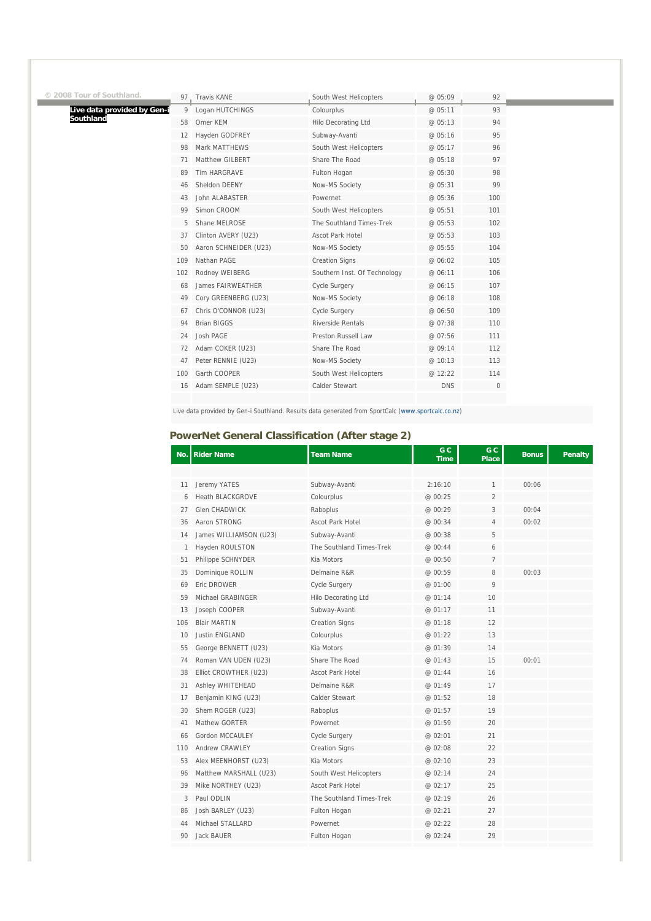© 2008 Tour of Southland.

**Live data provided by Gen-i Southland**

| | | | | |
|---|---|---|---|---|
| 97 | Travis KANE | South West Helicopters | @ 05:09 | 92 |
| 9 | Logan HUTCHINGS | Colourplus | @ 05:11 | 93 |
| 58 | Omer KEM | Hilo Decorating Ltd | @ 05:13 | 94 |
| 12 | Hayden GODFREY | Subway-Avanti | @ 05:16 | 95 |
| 98 | Mark MATTHEWS | South West Helicopters | @ 05:17 | 96 |
| 71 | Matthew GILBERT | Share The Road | @ 05:18 | 97 |
| 89 | Tim HARGRAVE | Fulton Hogan | @ 05:30 | 98 |
| 46 | Sheldon DEENY | Now-MS Society | @ 05:31 | 99 |
| 43 | John ALABASTER | Powernet | @ 05:36 | 100 |
| 99 | Simon CROOM | South West Helicopters | @ 05:51 | 101 |
| 5 | Shane MELROSE | The Southland Times-Trek | @ 05:53 | 102 |
| 37 | Clinton AVERY (U23) | Ascot Park Hotel | @ 05:53 | 103 |
| 50 | Aaron SCHNEIDER (U23) | Now-MS Society | @ 05:55 | 104 |
| 109 | Nathan PAGE | Creation Signs | @ 06:02 | 105 |
| 102 | Rodney WEIBERG | Southern Inst. Of Technology | @ 06:11 | 106 |
| 68 | James FAIRWEATHER | Cycle Surgery | @ 06:15 | 107 |
| 49 | Cory GREENBERG (U23) | Now-MS Society | @ 06:18 | 108 |
| 67 | Chris O'CONNOR (U23) | Cycle Surgery | @ 06:50 | 109 |
| 94 | Brian BIGGS | Riverside Rentals | @ 07:38 | 110 |
| 24 | Josh PAGE | Preston Russell Law | @ 07:56 | 111 |
| 72 | Adam COKER (U23) | Share The Road | @ 09:14 | 112 |
| 47 | Peter RENNIE (U23) | Now-MS Society | @ 10:13 | 113 |
| 100 | Garth COOPER | South West Helicopters | @ 12:22 | 114 |
| 16 | Adam SEMPLE (U23) | Calder Stewart | DNS | 0 |

Live data provided by Gen-i Southland. Results data generated from SportCalc (www.sportcalc.co.nz)

## PowerNet General Classification (After stage 2)

| No. | Rider Name | Team Name | G C Time | G C Place | Bonus | Penalty |
|---|---|---|---|---|---|---|
| 11 | Jeremy YATES | Subway-Avanti | 2:16:10 | 1 | 00:06 | |
| 6 | Heath BLACKGROVE | Colourplus | @ 00:25 | 2 | | |
| 27 | Glen CHADWICK | Raboplus | @ 00:29 | 3 | 00:04 | |
| 36 | Aaron STRONG | Ascot Park Hotel | @ 00:34 | 4 | 00:02 | |
| 14 | James WILLIAMSON (U23) | Subway-Avanti | @ 00:38 | 5 | | |
| 1 | Hayden ROULSTON | The Southland Times-Trek | @ 00:44 | 6 | | |
| 51 | Philippe SCHNYDER | Kia Motors | @ 00:50 | 7 | | |
| 35 | Dominique ROLLIN | Delmaine R&R | @ 00:59 | 8 | 00:03 | |
| 69 | Eric DROWER | Cycle Surgery | @ 01:00 | 9 | | |
| 59 | Michael GRABINGER | Hilo Decorating Ltd | @ 01:14 | 10 | | |
| 13 | Joseph COOPER | Subway-Avanti | @ 01:17 | 11 | | |
| 106 | Blair MARTIN | Creation Signs | @ 01:18 | 12 | | |
| 10 | Justin ENGLAND | Colourplus | @ 01:22 | 13 | | |
| 55 | George BENNETT (U23) | Kia Motors | @ 01:39 | 14 | | |
| 74 | Roman VAN UDEN (U23) | Share The Road | @ 01:43 | 15 | 00:01 | |
| 38 | Elliot CROWTHER (U23) | Ascot Park Hotel | @ 01:44 | 16 | | |
| 31 | Ashley WHITEHEAD | Delmaine R&R | @ 01:49 | 17 | | |
| 17 | Benjamin KING (U23) | Calder Stewart | @ 01:52 | 18 | | |
| 30 | Shem ROGER (U23) | Raboplus | @ 01:57 | 19 | | |
| 41 | Mathew GORTER | Powernet | @ 01:59 | 20 | | |
| 66 | Gordon MCCAULEY | Cycle Surgery | @ 02:01 | 21 | | |
| 110 | Andrew CRAWLEY | Creation Signs | @ 02:08 | 22 | | |
| 53 | Alex MEENHORST (U23) | Kia Motors | @ 02:10 | 23 | | |
| 96 | Matthew MARSHALL (U23) | South West Helicopters | @ 02:14 | 24 | | |
| 39 | Mike NORTHEY (U23) | Ascot Park Hotel | @ 02:17 | 25 | | |
| 3 | Paul ODLIN | The Southland Times-Trek | @ 02:19 | 26 | | |
| 86 | Josh BARLEY (U23) | Fulton Hogan | @ 02:21 | 27 | | |
| 44 | Michael STALLARD | Powernet | @ 02:22 | 28 | | |
| 90 | Jack BAUER | Fulton Hogan | @ 02:24 | 29 | | |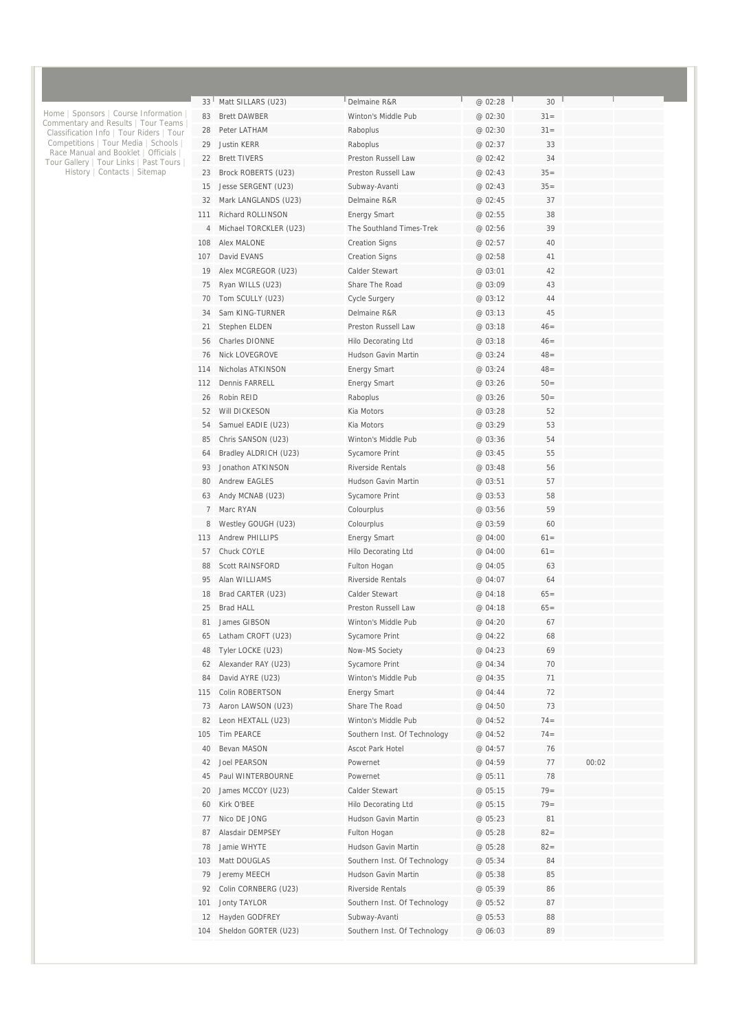Home | Sponsors | Course Information | Commentary and Results | Tour Teams | Classification Info | Tour Riders | Tour Competitions | Tour Media | Schools | Race Manual and Booklet | Officials | Tour Gallery | Tour Links | Past Tours | History | Contacts | Sitemap

| | | | | | | |
|---|---|---|---|---|---|---|
| 33 | Matt SILLARS (U23) | Delmaine R&R | @ 02:28 | 30 | | |
| 83 | Brett DAWBER | Winton's Middle Pub | @ 02:30 | 31= | | |
| 28 | Peter LATHAM | Raboplus | @ 02:30 | 31= | | |
| 29 | Justin KERR | Raboplus | @ 02:37 | 33 | | |
| 22 | Brett TIVERS | Preston Russell Law | @ 02:42 | 34 | | |
| 23 | Brock ROBERTS (U23) | Preston Russell Law | @ 02:43 | 35= | | |
| 15 | Jesse SERGENT (U23) | Subway-Avanti | @ 02:43 | 35= | | |
| 32 | Mark LANGLANDS (U23) | Delmaine R&R | @ 02:45 | 37 | | |
| 111 | Richard ROLLINSON | Energy Smart | @ 02:55 | 38 | | |
| 4 | Michael TORCKLER (U23) | The Southland Times-Trek | @ 02:56 | 39 | | |
| 108 | Alex MALONE | Creation Signs | @ 02:57 | 40 | | |
| 107 | David EVANS | Creation Signs | @ 02:58 | 41 | | |
| 19 | Alex MCGREGOR (U23) | Calder Stewart | @ 03:01 | 42 | | |
| 75 | Ryan WILLS (U23) | Share The Road | @ 03:09 | 43 | | |
| 70 | Tom SCULLY (U23) | Cycle Surgery | @ 03:12 | 44 | | |
| 34 | Sam KING-TURNER | Delmaine R&R | @ 03:13 | 45 | | |
| 21 | Stephen ELDEN | Preston Russell Law | @ 03:18 | 46= | | |
| 56 | Charles DIONNE | Hilo Decorating Ltd | @ 03:18 | 46= | | |
| 76 | Nick LOVEGROVE | Hudson Gavin Martin | @ 03:24 | 48= | | |
| 114 | Nicholas ATKINSON | Energy Smart | @ 03:24 | 48= | | |
| 112 | Dennis FARRELL | Energy Smart | @ 03:26 | 50= | | |
| 26 | Robin REID | Raboplus | @ 03:26 | 50= | | |
| 52 | Will DICKESON | Kia Motors | @ 03:28 | 52 | | |
| 54 | Samuel EADIE (U23) | Kia Motors | @ 03:29 | 53 | | |
| 85 | Chris SANSON (U23) | Winton's Middle Pub | @ 03:36 | 54 | | |
| 64 | Bradley ALDRICH (U23) | Sycamore Print | @ 03:45 | 55 | | |
| 93 | Jonathon ATKINSON | Riverside Rentals | @ 03:48 | 56 | | |
| 80 | Andrew EAGLES | Hudson Gavin Martin | @ 03:51 | 57 | | |
| 63 | Andy MCNAB (U23) | Sycamore Print | @ 03:53 | 58 | | |
| 7 | Marc RYAN | Colourplus | @ 03:56 | 59 | | |
| 8 | Westley GOUGH (U23) | Colourplus | @ 03:59 | 60 | | |
| 113 | Andrew PHILLIPS | Energy Smart | @ 04:00 | 61= | | |
| 57 | Chuck COYLE | Hilo Decorating Ltd | @ 04:00 | 61= | | |
| 88 | Scott RAINSFORD | Fulton Hogan | @ 04:05 | 63 | | |
| 95 | Alan WILLIAMS | Riverside Rentals | @ 04:07 | 64 | | |
| 18 | Brad CARTER (U23) | Calder Stewart | @ 04:18 | 65= | | |
| 25 | Brad HALL | Preston Russell Law | @ 04:18 | 65= | | |
| 81 | James GIBSON | Winton's Middle Pub | @ 04:20 | 67 | | |
| 65 | Latham CROFT (U23) | Sycamore Print | @ 04:22 | 68 | | |
| 48 | Tyler LOCKE (U23) | Now-MS Society | @ 04:23 | 69 | | |
| 62 | Alexander RAY (U23) | Sycamore Print | @ 04:34 | 70 | | |
| 84 | David AYRE (U23) | Winton's Middle Pub | @ 04:35 | 71 | | |
| 115 | Colin ROBERTSON | Energy Smart | @ 04:44 | 72 | | |
| 73 | Aaron LAWSON (U23) | Share The Road | @ 04:50 | 73 | | |
| 82 | Leon HEXTALL (U23) | Winton's Middle Pub | @ 04:52 | 74= | | |
| 105 | Tim PEARCE | Southern Inst. Of Technology | @ 04:52 | 74= | | |
| 40 | Bevan MASON | Ascot Park Hotel | @ 04:57 | 76 | | |
| 42 | Joel PEARSON | Powernet | @ 04:59 | 77 | 00:02 | |
| 45 | Paul WINTERBOURNE | Powernet | @ 05:11 | 78 | | |
| 20 | James MCCOY (U23) | Calder Stewart | @ 05:15 | 79= | | |
| 60 | Kirk O'BEE | Hilo Decorating Ltd | @ 05:15 | 79= | | |
| 77 | Nico DE JONG | Hudson Gavin Martin | @ 05:23 | 81 | | |
| 87 | Alasdair DEMPSEY | Fulton Hogan | @ 05:28 | 82= | | |
| 78 | Jamie WHYTE | Hudson Gavin Martin | @ 05:28 | 82= | | |
| 103 | Matt DOUGLAS | Southern Inst. Of Technology | @ 05:34 | 84 | | |
| 79 | Jeremy MEECH | Hudson Gavin Martin | @ 05:38 | 85 | | |
| 92 | Colin CORNBERG (U23) | Riverside Rentals | @ 05:39 | 86 | | |
| 101 | Jonty TAYLOR | Southern Inst. Of Technology | @ 05:52 | 87 | | |
| 12 | Hayden GODFREY | Subway-Avanti | @ 05:53 | 88 | | |
| 104 | Sheldon GORTER (U23) | Southern Inst. Of Technology | @ 06:03 | 89 | | |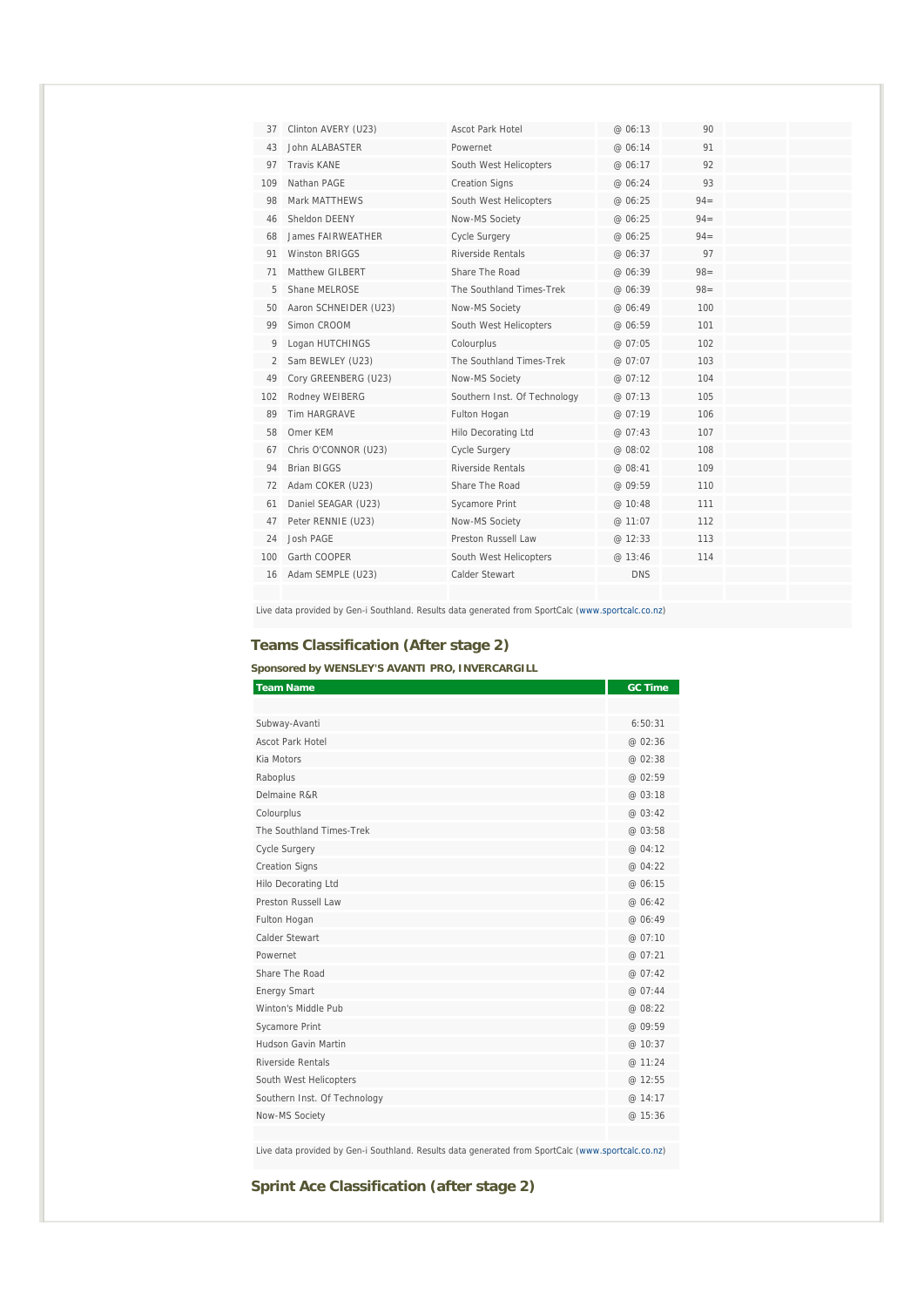| | | | | | | |
|---|---|---|---|---|---|---|
| 37 | Clinton AVERY (U23) | Ascot Park Hotel | @ 06:13 | 90 | | |
| 43 | John ALABASTER | Powernet | @ 06:14 | 91 | | |
| 97 | Travis KANE | South West Helicopters | @ 06:17 | 92 | | |
| 109 | Nathan PAGE | Creation Signs | @ 06:24 | 93 | | |
| 98 | Mark MATTHEWS | South West Helicopters | @ 06:25 | 94= | | |
| 46 | Sheldon DEENY | Now-MS Society | @ 06:25 | 94= | | |
| 68 | James FAIRWEATHER | Cycle Surgery | @ 06:25 | 94= | | |
| 91 | Winston BRIGGS | Riverside Rentals | @ 06:37 | 97 | | |
| 71 | Matthew GILBERT | Share The Road | @ 06:39 | 98= | | |
| 5 | Shane MELROSE | The Southland Times-Trek | @ 06:39 | 98= | | |
| 50 | Aaron SCHNEIDER (U23) | Now-MS Society | @ 06:49 | 100 | | |
| 99 | Simon CROOM | South West Helicopters | @ 06:59 | 101 | | |
| 9 | Logan HUTCHINGS | Colourplus | @ 07:05 | 102 | | |
| 2 | Sam BEWLEY (U23) | The Southland Times-Trek | @ 07:07 | 103 | | |
| 49 | Cory GREENBERG (U23) | Now-MS Society | @ 07:12 | 104 | | |
| 102 | Rodney WEIBERG | Southern Inst. Of Technology | @ 07:13 | 105 | | |
| 89 | Tim HARGRAVE | Fulton Hogan | @ 07:19 | 106 | | |
| 58 | Omer KEM | Hilo Decorating Ltd | @ 07:43 | 107 | | |
| 67 | Chris O'CONNOR (U23) | Cycle Surgery | @ 08:02 | 108 | | |
| 94 | Brian BIGGS | Riverside Rentals | @ 08:41 | 109 | | |
| 72 | Adam COKER (U23) | Share The Road | @ 09:59 | 110 | | |
| 61 | Daniel SEAGAR (U23) | Sycamore Print | @ 10:48 | 111 | | |
| 47 | Peter RENNIE (U23) | Now-MS Society | @ 11:07 | 112 | | |
| 24 | Josh PAGE | Preston Russell Law | @ 12:33 | 113 | | |
| 100 | Garth COOPER | South West Helicopters | @ 13:46 | 114 | | |
| 16 | Adam SEMPLE (U23) | Calder Stewart | DNS | | | |

Live data provided by Gen-i Southland. Results data generated from SportCalc (www.sportcalc.co.nz)

## Teams Classification (After stage 2)

**Sponsored by WENSLEY'S AVANTI PRO, INVERCARGILL**

| Team Name | GC Time |
|---|---|
| Subway-Avanti | 6:50:31 |
| Ascot Park Hotel | @ 02:36 |
| Kia Motors | @ 02:38 |
| Raboplus | @ 02:59 |
| Delmaine R&R | @ 03:18 |
| Colourplus | @ 03:42 |
| The Southland Times-Trek | @ 03:58 |
| Cycle Surgery | @ 04:12 |
| Creation Signs | @ 04:22 |
| Hilo Decorating Ltd | @ 06:15 |
| Preston Russell Law | @ 06:42 |
| Fulton Hogan | @ 06:49 |
| Calder Stewart | @ 07:10 |
| Powernet | @ 07:21 |
| Share The Road | @ 07:42 |
| Energy Smart | @ 07:44 |
| Winton's Middle Pub | @ 08:22 |
| Sycamore Print | @ 09:59 |
| Hudson Gavin Martin | @ 10:37 |
| Riverside Rentals | @ 11:24 |
| South West Helicopters | @ 12:55 |
| Southern Inst. Of Technology | @ 14:17 |
| Now-MS Society | @ 15:36 |

Live data provided by Gen-i Southland. Results data generated from SportCalc (www.sportcalc.co.nz)

## Sprint Ace Classification (after stage 2)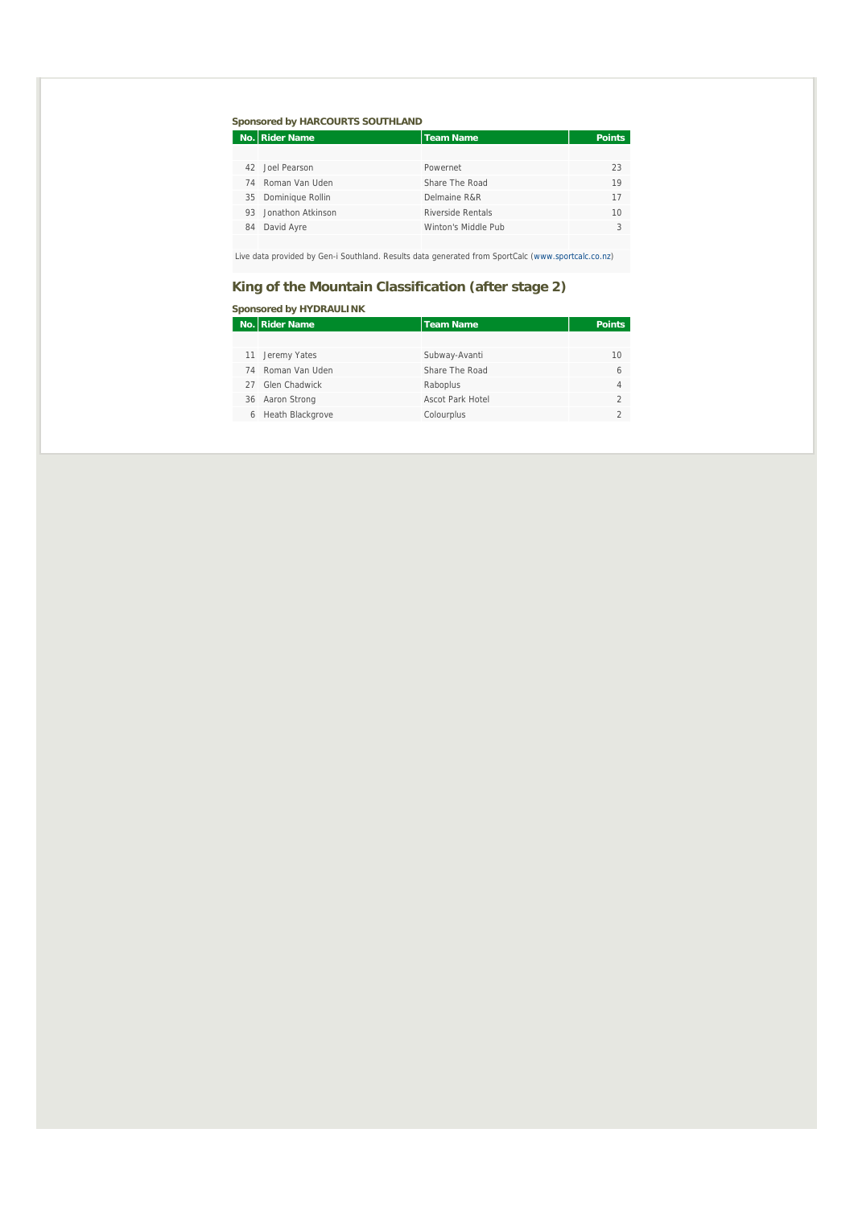**Sponsored by HARCOURTS SOUTHLAND**

| No. | Rider Name | Team Name | Points |
|---|---|---|---|
| 42 | Joel Pearson | Powernet | 23 |
| 74 | Roman Van Uden | Share The Road | 19 |
| 35 | Dominique Rollin | Delmaine R&R | 17 |
| 93 | Jonathon Atkinson | Riverside Rentals | 10 |
| 84 | David Ayre | Winton's Middle Pub | 3 |

Live data provided by Gen-i Southland. Results data generated from SportCalc (www.sportcalc.co.nz)

## King of the Mountain Classification (after stage 2)

**Sponsored by HYDRAULINK**

| No. | Rider Name | Team Name | Points |
|---|---|---|---|
| 11 | Jeremy Yates | Subway-Avanti | 10 |
| 74 | Roman Van Uden | Share The Road | 6 |
| 27 | Glen Chadwick | Raboplus | 4 |
| 36 | Aaron Strong | Ascot Park Hotel | 2 |
| 6 | Heath Blackgrove | Colourplus | 2 |